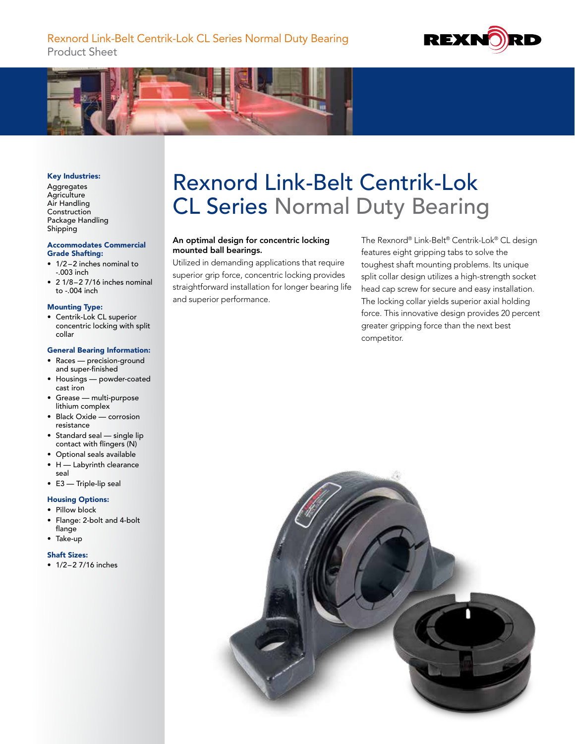Rexnord Link-Belt Centrik-Lok CL Series Normal Duty Bearing
Product Sheet

# Rexnord Link-Belt Centrik-Lok CL Series Normal Duty Bearing

**Key Industries:**

Aggregates
Agriculture
Air Handling
Construction
Package Handling
Shipping

**Accommodates Commercial Grade Shafting:**

- 1/2–2 inches nominal to -.003 inch
- 2 1/8–2 7/16 inches nominal to -.004 inch

**Mounting Type:**

- Centrik-Lok CL superior concentric locking with split collar

**General Bearing Information:**

- Races — precision-ground and super-finished
- Housings — powder-coated cast iron
- Grease — multi-purpose lithium complex
- Black Oxide — corrosion resistance
- Standard seal — single lip contact with flingers (N)
- Optional seals available
- H — Labyrinth clearance seal
- E3 — Triple-lip seal

**Housing Options:**

- Pillow block
- Flange: 2-bolt and 4-bolt flange
- Take-up

**Shaft Sizes:**

- 1/2–2 7/16 inches

**An optimal design for concentric locking mounted ball bearings.**

Utilized in demanding applications that require superior grip force, concentric locking provides straightforward installation for longer bearing life and superior performance.

The Rexnord® Link-Belt® Centrik-Lok® CL design features eight gripping tabs to solve the toughest shaft mounting problems. Its unique split collar design utilizes a high-strength socket head cap screw for secure and easy installation. The locking collar yields superior axial holding force. This innovative design provides 20 percent greater gripping force than the next best competitor.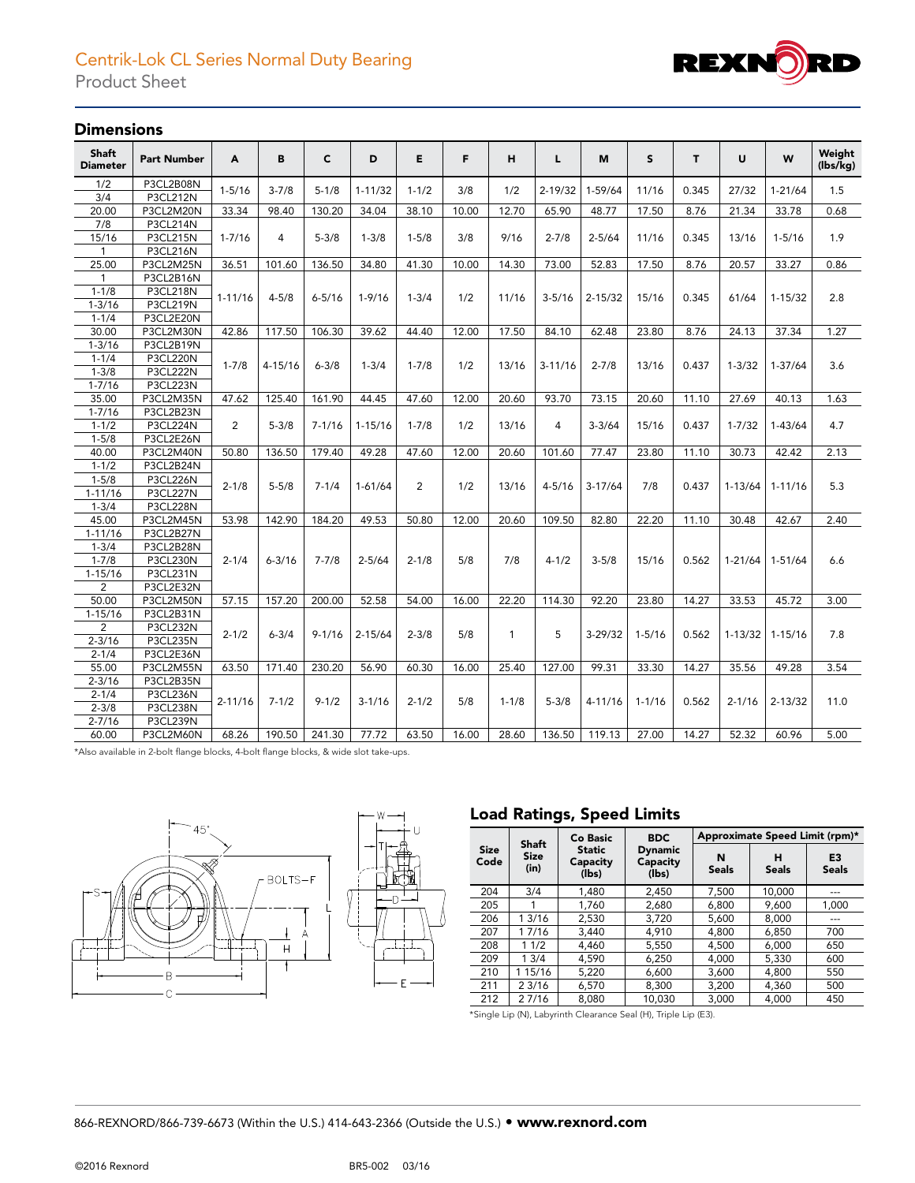# Centrik-Lok CL Series Normal Duty Bearing

Product Sheet

## Dimensions

| Shaft Diameter | Part Number | A | B | C | D | E | F | H | L | M | S | T | U | W | Weight (lbs/kg) |
|---|---|---|---|---|---|---|---|---|---|---|---|---|---|---|---|
| 1/2 | P3CL2B08N | 1-5/16 | 3-7/8 | 5-1/8 | 1-11/32 | 1-1/2 | 3/8 | 1/2 | 2-19/32 | 1-59/64 | 11/16 | 0.345 | 27/32 | 1-21/64 | 1.5 |
| 3/4 | P3CL212N | | | | | | | | | | | | | | |
| 20.00 | P3CL2M20N | 33.34 | 98.40 | 130.20 | 34.04 | 38.10 | 10.00 | 12.70 | 65.90 | 48.77 | 17.50 | 8.76 | 21.34 | 33.78 | 0.68 |
| 7/8 | P3CL214N | 1-7/16 | 4 | 5-3/8 | 1-3/8 | 1-5/8 | 3/8 | 9/16 | 2-7/8 | 2-5/64 | 11/16 | 0.345 | 13/16 | 1-5/16 | 1.9 |
| 15/16 | P3CL215N | | | | | | | | | | | | | | |
| 1 | P3CL216N | | | | | | | | | | | | | | |
| 25.00 | P3CL2M25N | 36.51 | 101.60 | 136.50 | 34.80 | 41.30 | 10.00 | 14.30 | 73.00 | 52.83 | 17.50 | 8.76 | 20.57 | 33.27 | 0.86 |
| 1 | P3CL2B16N | 1-11/16 | 4-5/8 | 6-5/16 | 1-9/16 | 1-3/4 | 1/2 | 11/16 | 3-5/16 | 2-15/32 | 15/16 | 0.345 | 61/64 | 1-15/32 | 2.8 |
| 1-1/8 | P3CL218N | | | | | | | | | | | | | | |
| 1-3/16 | P3CL219N | | | | | | | | | | | | | | |
| 1-1/4 | P3CL2E20N | | | | | | | | | | | | | | |
| 30.00 | P3CL2M30N | 42.86 | 117.50 | 106.30 | 39.62 | 44.40 | 12.00 | 17.50 | 84.10 | 62.48 | 23.80 | 8.76 | 24.13 | 37.34 | 1.27 |
| 1-3/16 | P3CL2B19N | 1-7/8 | 4-15/16 | 6-3/8 | 1-3/4 | 1-7/8 | 1/2 | 13/16 | 3-11/16 | 2-7/8 | 13/16 | 0.437 | 1-3/32 | 1-37/64 | 3.6 |
| 1-1/4 | P3CL220N | | | | | | | | | | | | | | |
| 1-3/8 | P3CL222N | | | | | | | | | | | | | | |
| 1-7/16 | P3CL223N | | | | | | | | | | | | | | |
| 35.00 | P3CL2M35N | 47.62 | 125.40 | 161.90 | 44.45 | 47.60 | 12.00 | 20.60 | 93.70 | 73.15 | 20.60 | 11.10 | 27.69 | 40.13 | 1.63 |
| 1-7/16 | P3CL2B23N | 2 | 5-3/8 | 7-1/16 | 1-15/16 | 1-7/8 | 1/2 | 13/16 | 4 | 3-3/64 | 15/16 | 0.437 | 1-7/32 | 1-43/64 | 4.7 |
| 1-1/2 | P3CL224N | | | | | | | | | | | | | | |
| 1-5/8 | P3CL2E26N | | | | | | | | | | | | | | |
| 40.00 | P3CL2M40N | 50.80 | 136.50 | 179.40 | 49.28 | 47.60 | 12.00 | 20.60 | 101.60 | 77.47 | 23.80 | 11.10 | 30.73 | 42.42 | 2.13 |
| 1-1/2 | P3CL2B24N | 2-1/8 | 5-5/8 | 7-1/4 | 1-61/64 | 2 | 1/2 | 13/16 | 4-5/16 | 3-17/64 | 7/8 | 0.437 | 1-13/64 | 1-11/16 | 5.3 |
| 1-5/8 | P3CL226N | | | | | | | | | | | | | | |
| 1-11/16 | P3CL227N | | | | | | | | | | | | | | |
| 1-3/4 | P3CL228N | | | | | | | | | | | | | | |
| 45.00 | P3CL2M45N | 53.98 | 142.90 | 184.20 | 49.53 | 50.80 | 12.00 | 20.60 | 109.50 | 82.80 | 22.20 | 11.10 | 30.48 | 42.67 | 2.40 |
| 1-11/16 | P3CL2B27N | 2-1/4 | 6-3/16 | 7-7/8 | 2-5/64 | 2-1/8 | 5/8 | 7/8 | 4-1/2 | 3-5/8 | 15/16 | 0.562 | 1-21/64 | 1-51/64 | 6.6 |
| 1-3/4 | P3CL2B28N | | | | | | | | | | | | | | |
| 1-7/8 | P3CL230N | | | | | | | | | | | | | | |
| 1-15/16 | P3CL231N | | | | | | | | | | | | | | |
| 2 | P3CL2E32N | | | | | | | | | | | | | | |
| 50.00 | P3CL2M50N | 57.15 | 157.20 | 200.00 | 52.58 | 54.00 | 16.00 | 22.20 | 114.30 | 92.20 | 23.80 | 14.27 | 33.53 | 45.72 | 3.00 |
| 1-15/16 | P3CL2B31N | 2-1/2 | 6-3/4 | 9-1/16 | 2-15/64 | 2-3/8 | 5/8 | 1 | 5 | 3-29/32 | 1-5/16 | 0.562 | 1-13/32 | 1-15/16 | 7.8 |
| 2 | P3CL232N | | | | | | | | | | | | | | |
| 2-3/16 | P3CL235N | | | | | | | | | | | | | | |
| 2-1/4 | P3CL2E36N | | | | | | | | | | | | | | |
| 55.00 | P3CL2M55N | 63.50 | 171.40 | 230.20 | 56.90 | 60.30 | 16.00 | 25.40 | 127.00 | 99.31 | 33.30 | 14.27 | 35.56 | 49.28 | 3.54 |
| 2-3/16 | P3CL2B35N | 2-11/16 | 7-1/2 | 9-1/2 | 3-1/16 | 2-1/2 | 5/8 | 1-1/8 | 5-3/8 | 4-11/16 | 1-1/16 | 0.562 | 2-1/16 | 2-13/32 | 11.0 |
| 2-1/4 | P3CL236N | | | | | | | | | | | | | | |
| 2-3/8 | P3CL238N | | | | | | | | | | | | | | |
| 2-7/16 | P3CL239N | | | | | | | | | | | | | | |
| 60.00 | P3CL2M60N | 68.26 | 190.50 | 241.30 | 77.72 | 63.50 | 16.00 | 28.60 | 136.50 | 119.13 | 27.00 | 14.27 | 52.32 | 60.96 | 5.00 |

*Also available in 2-bolt flange blocks, 4-bolt flange blocks, & wide slot take-ups.

45°
S
BOLTS–F
L
A
H
B
C
W
U
T
D
E

## Load Ratings, Speed Limits

| Size Code | Shaft Size (in) | Co Basic Static Capacity (lbs) | BDC Dynamic Capacity (lbs) | Approximate Speed Limit (rpm)* | | |
|---|---|---|---|---|---|---|
| | | | | N Seals | H Seals | E3 Seals |
| 204 | 3/4 | 1,480 | 2,450 | 7,500 | 10,000 | --- |
| 205 | 1 | 1,760 | 2,680 | 6,800 | 9,600 | 1,000 |
| 206 | 1 3/16 | 2,530 | 3,720 | 5,600 | 8,000 | --- |
| 207 | 1 7/16 | 3,440 | 4,910 | 4,800 | 6,850 | 700 |
| 208 | 1 1/2 | 4,460 | 5,550 | 4,500 | 6,000 | 650 |
| 209 | 1 3/4 | 4,590 | 6,250 | 4,000 | 5,330 | 600 |
| 210 | 1 15/16 | 5,220 | 6,600 | 3,600 | 4,800 | 550 |
| 211 | 2 3/16 | 6,570 | 8,300 | 3,200 | 4,360 | 500 |
| 212 | 2 7/16 | 8,080 | 10,030 | 3,000 | 4,000 | 450 |

*Single Lip (N), Labyrinth Clearance Seal (H), Triple Lip (E3).

866-REXNORD/866-739-6673 (Within the U.S.) 414-643-2366 (Outside the U.S.) • **www.rexnord.com**

©2016 Rexnord BR5-002 03/16